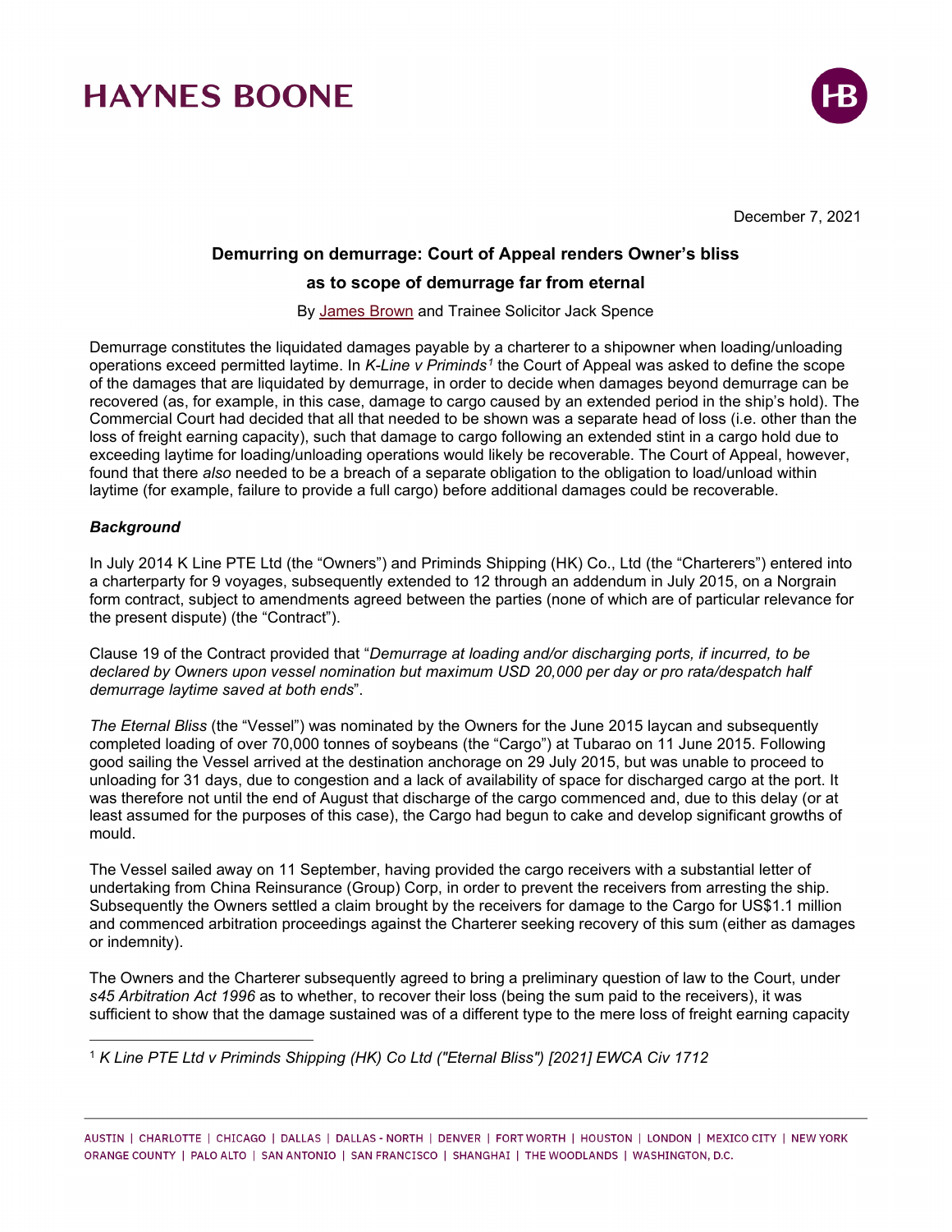December 7, 2021

# Demurring on demurrage: Court of Appeal renders Owner's bliss as to scope of demurrage far from eternal

By James Brown and Trainee Solicitor Jack Spence

Demurrage constitutes the liquidated damages payable by a charterer to a shipowner when loading/unloading operations exceed permitted laytime. In *K-Line v Priminds*[1] the Court of Appeal was asked to define the scope of the damages that are liquidated by demurrage, in order to decide when damages beyond demurrage can be recovered (as, for example, in this case, damage to cargo caused by an extended period in the ship's hold). The Commercial Court had decided that all that needed to be shown was a separate head of loss (i.e. other than the loss of freight earning capacity), such that damage to cargo following an extended stint in a cargo hold due to exceeding laytime for loading/unloading operations would likely be recoverable. The Court of Appeal, however, found that there *also* needed to be a breach of a separate obligation to the obligation to load/unload within laytime (for example, failure to provide a full cargo) before additional damages could be recoverable.

### *Background*

In July 2014 K Line PTE Ltd (the "Owners") and Priminds Shipping (HK) Co., Ltd (the "Charterers") entered into a charterparty for 9 voyages, subsequently extended to 12 through an addendum in July 2015, on a Norgrain form contract, subject to amendments agreed between the parties (none of which are of particular relevance for the present dispute) (the "Contract").

Clause 19 of the Contract provided that "*Demurrage at loading and/or discharging ports, if incurred, to be declared by Owners upon vessel nomination but maximum USD 20,000 per day or pro rata/despatch half demurrage laytime saved at both ends*".

*The Eternal Bliss* (the "Vessel") was nominated by the Owners for the June 2015 laycan and subsequently completed loading of over 70,000 tonnes of soybeans (the "Cargo") at Tubarao on 11 June 2015. Following good sailing the Vessel arrived at the destination anchorage on 29 July 2015, but was unable to proceed to unloading for 31 days, due to congestion and a lack of availability of space for discharged cargo at the port. It was therefore not until the end of August that discharge of the cargo commenced and, due to this delay (or at least assumed for the purposes of this case), the Cargo had begun to cake and develop significant growths of mould.

The Vessel sailed away on 11 September, having provided the cargo receivers with a substantial letter of undertaking from China Reinsurance (Group) Corp, in order to prevent the receivers from arresting the ship. Subsequently the Owners settled a claim brought by the receivers for damage to the Cargo for US$1.1 million and commenced arbitration proceedings against the Charterer seeking recovery of this sum (either as damages or indemnity).

The Owners and the Charterer subsequently agreed to bring a preliminary question of law to the Court, under *s45 Arbitration Act 1996* as to whether, to recover their loss (being the sum paid to the receivers), it was sufficient to show that the damage sustained was of a different type to the mere loss of freight earning capacity

[1] *K Line PTE Ltd v Priminds Shipping (HK) Co Ltd ("Eternal Bliss") [2021] EWCA Civ 1712*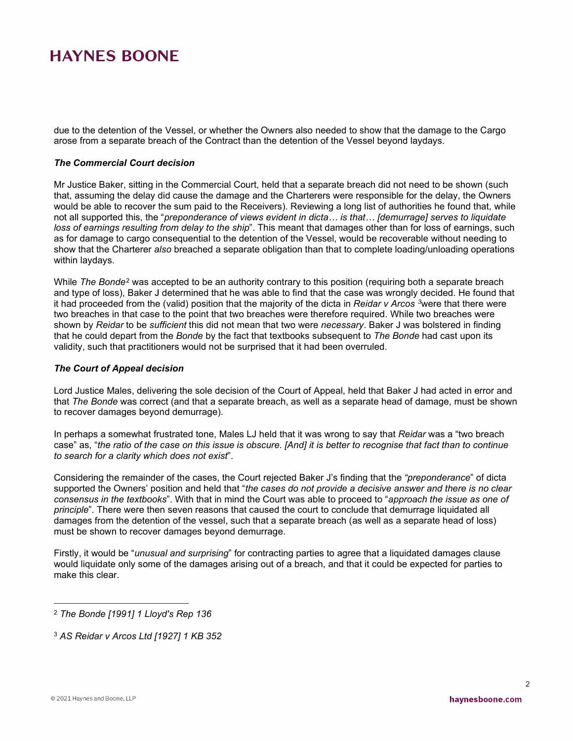due to the detention of the Vessel, or whether the Owners also needed to show that the damage to the Cargo arose from a separate breach of the Contract than the detention of the Vessel beyond laydays.

### *The Commercial Court decision*

Mr Justice Baker, sitting in the Commercial Court, held that a separate breach did not need to be shown (such that, assuming the delay did cause the damage and the Charterers were responsible for the delay, the Owners would be able to recover the sum paid to the Receivers). Reviewing a long list of authorities he found that, while not all supported this, the "*preponderance of views evident in dicta… is that… [demurrage] serves to liquidate loss of earnings resulting from delay to the ship*". This meant that damages other than for loss of earnings, such as for damage to cargo consequential to the detention of the Vessel, would be recoverable without needing to show that the Charterer *also* breached a separate obligation than that to complete loading/unloading operations within laydays.

While *The Bonde*[2] was accepted to be an authority contrary to this position (requiring both a separate breach and type of loss), Baker J determined that he was able to find that the case was wrongly decided. He found that it had proceeded from the (valid) position that the majority of the dicta in *Reidar v Arcos* [3]were that there were two breaches in that case to the point that two breaches were therefore required. While two breaches were shown by *Reidar* to be *sufficient* this did not mean that two were *necessary*. Baker J was bolstered in finding that he could depart from the *Bonde* by the fact that textbooks subsequent to *The Bonde* had cast upon its validity, such that practitioners would not be surprised that it had been overruled.

### *The Court of Appeal decision*

Lord Justice Males, delivering the sole decision of the Court of Appeal, held that Baker J had acted in error and that *The Bonde* was correct (and that a separate breach, as well as a separate head of damage, must be shown to recover damages beyond demurrage).

In perhaps a somewhat frustrated tone, Males LJ held that it was wrong to say that *Reidar* was a "two breach case" as, "*the ratio of the case on this issue is obscure. [And] it is better to recognise that fact than to continue to search for a clarity which does not exist*".

Considering the remainder of the cases, the Court rejected Baker J's finding that the *"preponderance*" of dicta supported the Owners' position and held that "*the cases do not provide a decisive answer and there is no clear consensus in the textbooks*". With that in mind the Court was able to proceed to "*approach the issue as one of principle*". There were then seven reasons that caused the court to conclude that demurrage liquidated all damages from the detention of the vessel, such that a separate breach (as well as a separate head of loss) must be shown to recover damages beyond demurrage.

Firstly, it would be "*unusual and surprising*" for contracting parties to agree that a liquidated damages clause would liquidate only some of the damages arising out of a breach, and that it could be expected for parties to make this clear.

---

[2] *The Bonde [1991] 1 Lloyd's Rep 136*

[3] *AS Reidar v Arcos Ltd [1927] 1 KB 352*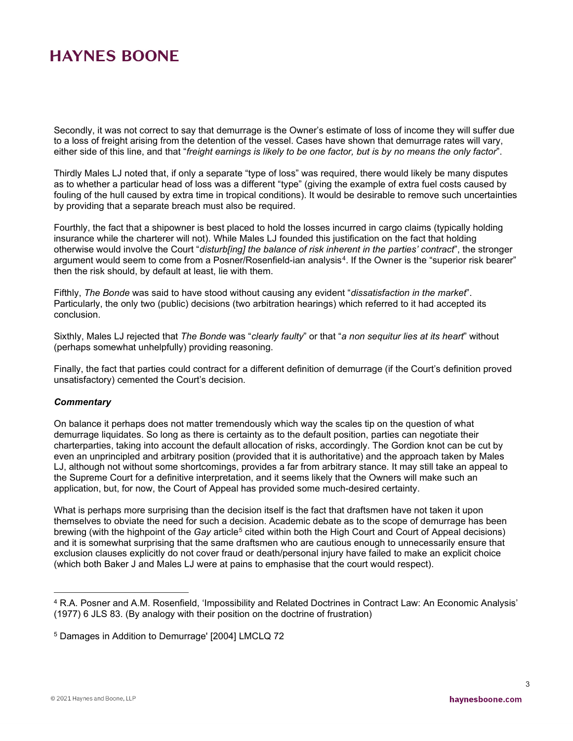Secondly, it was not correct to say that demurrage is the Owner's estimate of loss of income they will suffer due to a loss of freight arising from the detention of the vessel. Cases have shown that demurrage rates will vary, either side of this line, and that "*freight earnings is likely to be one factor, but is by no means the only factor*".

Thirdly Males LJ noted that, if only a separate "type of loss" was required, there would likely be many disputes as to whether a particular head of loss was a different "type" (giving the example of extra fuel costs caused by fouling of the hull caused by extra time in tropical conditions). It would be desirable to remove such uncertainties by providing that a separate breach must also be required.

Fourthly, the fact that a shipowner is best placed to hold the losses incurred in cargo claims (typically holding insurance while the charterer will not). While Males LJ founded this justification on the fact that holding otherwise would involve the Court "*disturb[ing] the balance of risk inherent in the parties' contract*", the stronger argument would seem to come from a Posner/Rosenfield-ian analysis[4]. If the Owner is the "superior risk bearer" then the risk should, by default at least, lie with them.

Fifthly, *The Bonde* was said to have stood without causing any evident "*dissatisfaction in the market*". Particularly, the only two (public) decisions (two arbitration hearings) which referred to it had accepted its conclusion.

Sixthly, Males LJ rejected that *The Bonde* was "*clearly faulty*" or that "*a non sequitur lies at its heart*" without (perhaps somewhat unhelpfully) providing reasoning.

Finally, the fact that parties could contract for a different definition of demurrage (if the Court's definition proved unsatisfactory) cemented the Court's decision.

***Commentary***

On balance it perhaps does not matter tremendously which way the scales tip on the question of what demurrage liquidates. So long as there is certainty as to the default position, parties can negotiate their charterparties, taking into account the default allocation of risks, accordingly. The Gordion knot can be cut by even an unprincipled and arbitrary position (provided that it is authoritative) and the approach taken by Males LJ, although not without some shortcomings, provides a far from arbitrary stance. It may still take an appeal to the Supreme Court for a definitive interpretation, and it seems likely that the Owners will make such an application, but, for now, the Court of Appeal has provided some much-desired certainty.

What is perhaps more surprising than the decision itself is the fact that draftsmen have not taken it upon themselves to obviate the need for such a decision. Academic debate as to the scope of demurrage has been brewing (with the highpoint of the *Gay* article[5] cited within both the High Court and Court of Appeal decisions) and it is somewhat surprising that the same draftsmen who are cautious enough to unnecessarily ensure that exclusion clauses explicitly do not cover fraud or death/personal injury have failed to make an explicit choice (which both Baker J and Males LJ were at pains to emphasise that the court would respect).

---

[4] R.A. Posner and A.M. Rosenfield, 'Impossibility and Related Doctrines in Contract Law: An Economic Analysis' (1977) 6 JLS 83. (By analogy with their position on the doctrine of frustration)

[5] Damages in Addition to Demurrage' [2004] LMCLQ 72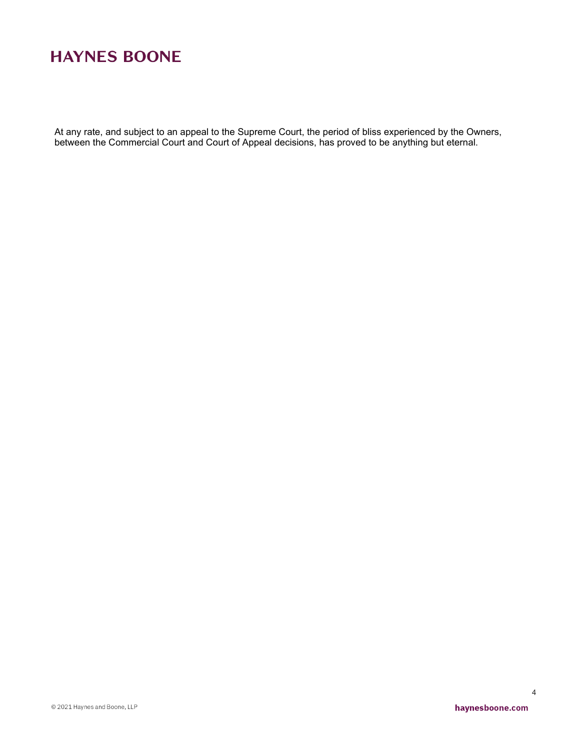At any rate, and subject to an appeal to the Supreme Court, the period of bliss experienced by the Owners, between the Commercial Court and Court of Appeal decisions, has proved to be anything but eternal.